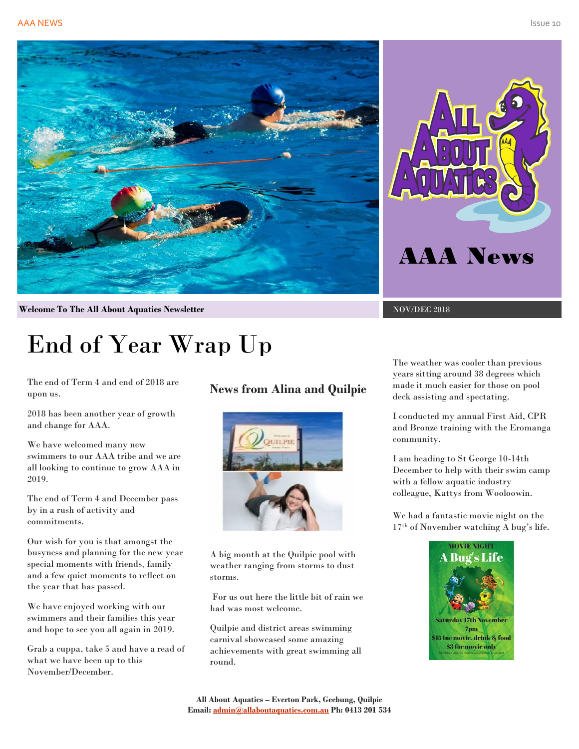# AAA News

**Welcome To The All About Aquatics Newsletter**

NOV/DEC 2018

# End of Year Wrap Up

The end of Term 4 and end of 2018 are upon us.

2018 has been another year of growth and change for AAA.

We have welcomed many new swimmers to our AAA tribe and we are all looking to continue to grow AAA in 2019.

The end of Term 4 and December pass by in a rush of activity and commitments.

Our wish for you is that amongst the busyness and planning for the new year special moments with friends, family and a few quiet moments to reflect on the year that has passed.

We have enjoyed working with our swimmers and their families this year and hope to see you all again in 2019.

Grab a cuppa, take 5 and have a read of what we have been up to this November/December.

## News from Alina and Quilpie

A big month at the Quilpie pool with weather ranging from storms to dust storms.

For us out here the little bit of rain we had was most welcome.

Quilpie and district areas swimming carnival showcased some amazing achievements with great swimming all round.

The weather was cooler than previous years sitting around 38 degrees which made it much easier for those on pool deck assisting and spectating.

I conducted my annual First Aid, CPR and Bronze training with the Eromanga community.

I am heading to St George 10-14th December to help with their swim camp with a fellow aquatic industry colleague, Kattys from Wooloowin.

We had a fantastic movie night on the 17th of November watching A bug's life.

**All About Aquatics – Everton Park, Geebung, Quilpie**
**Email: admin@allaboutaquatics.com.au Ph: 0413 201 534**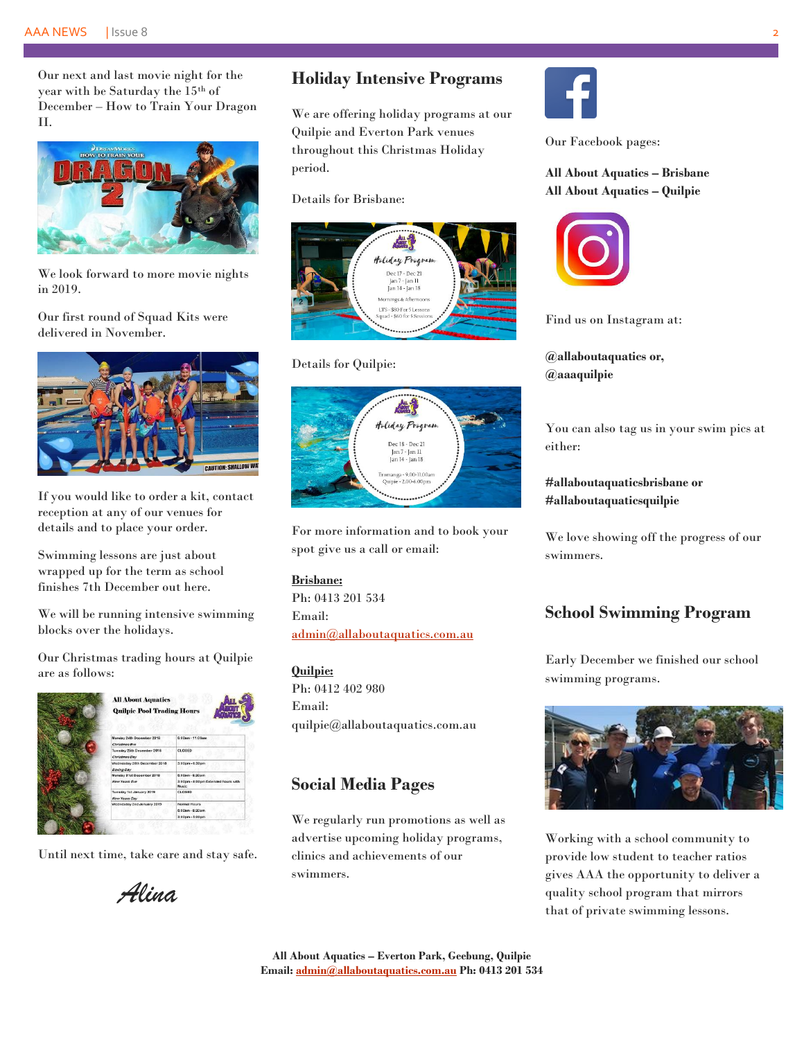Our next and last movie night for the year with be Saturday the 15th of December – How to Train Your Dragon II.

We look forward to more movie nights in 2019.

Our first round of Squad Kits were delivered in November.

If you would like to order a kit, contact reception at any of our venues for details and to place your order.

Swimming lessons are just about wrapped up for the term as school finishes 7th December out here.

We will be running intensive swimming blocks over the holidays.

Our Christmas trading hours at Quilpie are as follows:

Until next time, take care and stay safe.

*Alina*

## Holiday Intensive Programs

We are offering holiday programs at our Quilpie and Everton Park venues throughout this Christmas Holiday period.

Details for Brisbane:

Details for Quilpie:

For more information and to book your spot give us a call or email:

**Brisbane:**
Ph: 0413 201 534
Email:
admin@allaboutaquatics.com.au

**Quilpie:**
Ph: 0412 402 980
Email:
quilpie@allaboutaquatics.com.au

## Social Media Pages

We regularly run promotions as well as advertise upcoming holiday programs, clinics and achievements of our swimmers.

Our Facebook pages:

**All About Aquatics – Brisbane**
**All About Aquatics – Quilpie**

Find us on Instagram at:

**@allaboutaquatics or,**
**@aaaquilpie**

You can also tag us in your swim pics at either:

**#allaboutaquaticsbrisbane or**
**#allaboutaquaticsquilpie**

We love showing off the progress of our swimmers.

## School Swimming Program

Early December we finished our school swimming programs.

Working with a school community to provide low student to teacher ratios gives AAA the opportunity to deliver a quality school program that mirrors that of private swimming lessons.

**All About Aquatics – Everton Park, Geebung, Quilpie**
**Email: admin@allaboutaquatics.com.au Ph: 0413 201 534**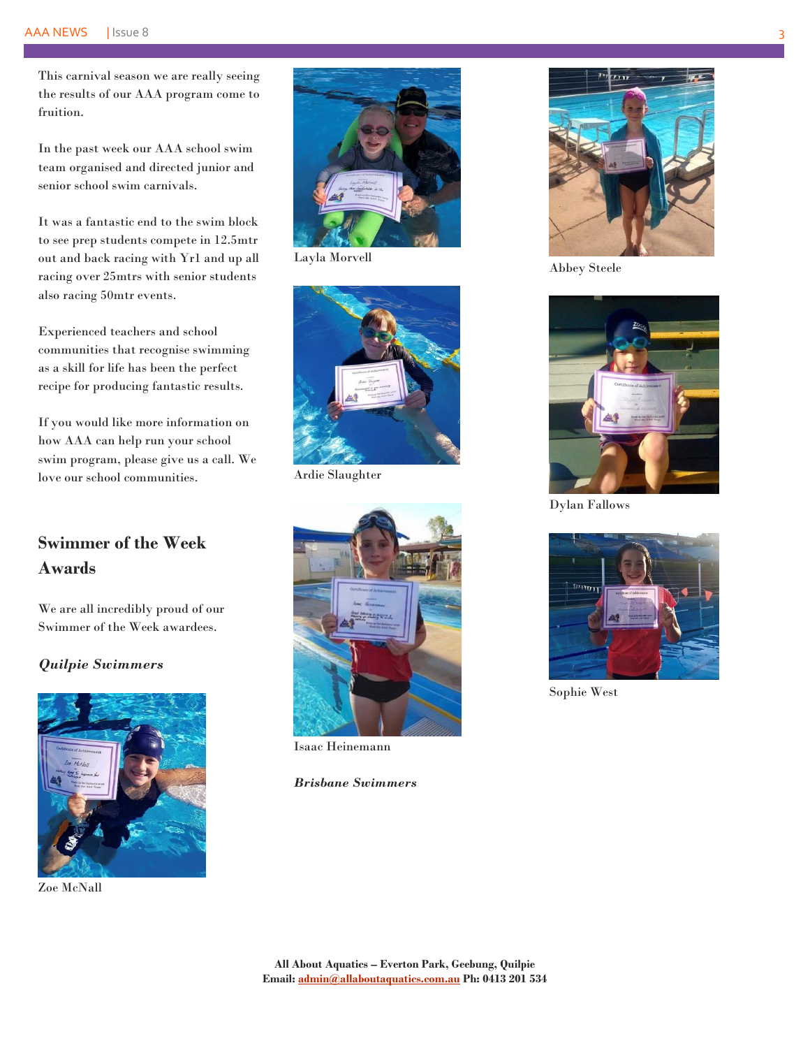This carnival season we are really seeing the results of our AAA program come to fruition.

In the past week our AAA school swim team organised and directed junior and senior school swim carnivals.

It was a fantastic end to the swim block to see prep students compete in 12.5mtr out and back racing with Yr1 and up all racing over 25mtrs with senior students also racing 50mtr events.

Experienced teachers and school communities that recognise swimming as a skill for life has been the perfect recipe for producing fantastic results.

If you would like more information on how AAA can help run your school swim program, please give us a call. We love our school communities.

## Swimmer of the Week Awards

We are all incredibly proud of our Swimmer of the Week awardees.

***Quilpie Swimmers***

Zoe McNall

Layla Morvell

Ardie Slaughter

Isaac Heinemann

***Brisbane Swimmers***

Abbey Steele

Dylan Fallows

Sophie West

**All About Aquatics – Everton Park, Geebung, Quilpie**
**Email: admin@allaboutaquatics.com.au Ph: 0413 201 534**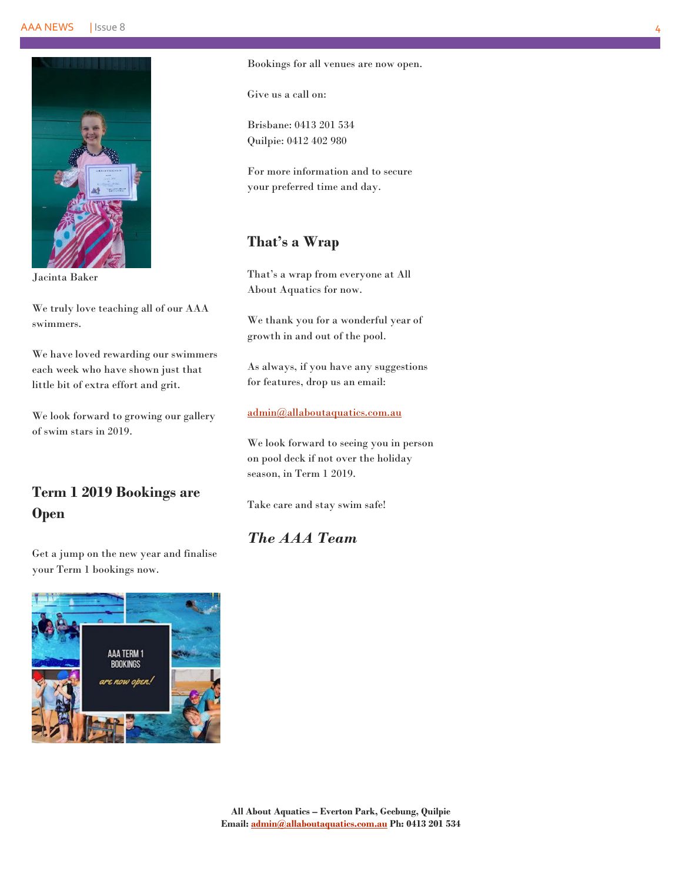Jacinta Baker

We truly love teaching all of our AAA swimmers.

We have loved rewarding our swimmers each week who have shown just that little bit of extra effort and grit.

We look forward to growing our gallery of swim stars in 2019.

## Term 1 2019 Bookings are Open

Get a jump on the new year and finalise your Term 1 bookings now.

Bookings for all venues are now open.

Give us a call on:

Brisbane: 0413 201 534
Quilpie: 0412 402 980

For more information and to secure your preferred time and day.

## That's a Wrap

That's a wrap from everyone at All About Aquatics for now.

We thank you for a wonderful year of growth in and out of the pool.

As always, if you have any suggestions for features, drop us an email:

admin@allaboutaquatics.com.au

We look forward to seeing you in person on pool deck if not over the holiday season, in Term 1 2019.

Take care and stay swim safe!

***The AAA Team***

**All About Aquatics – Everton Park, Geebung, Quilpie**
**Email: admin@allaboutaquatics.com.au Ph: 0413 201 534**